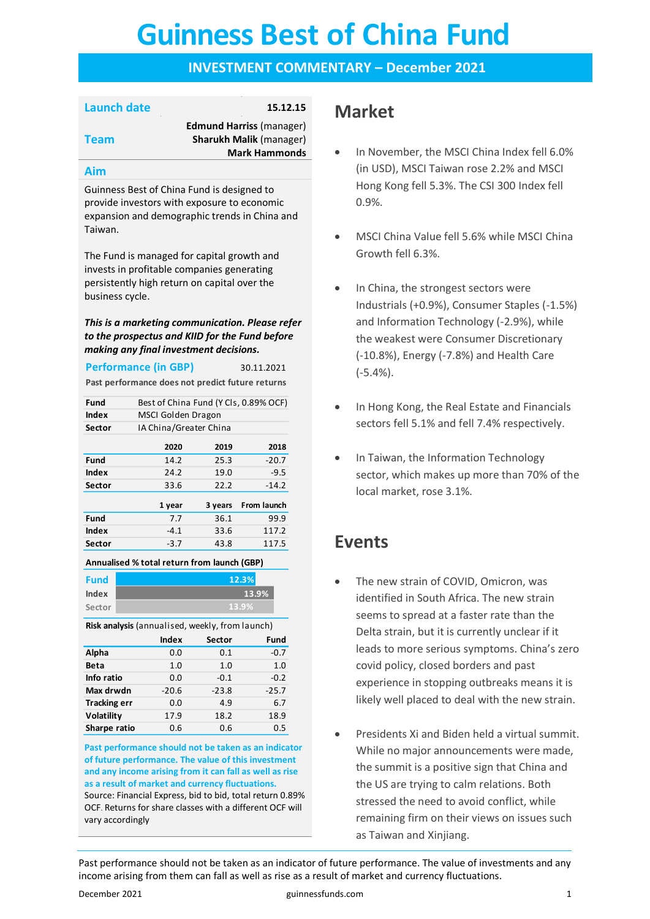# Guinness Best of China Fund

## INVESTMENT COMMENTARY – December 2021

| | |
|---|---|
| **Launch date** | **15.12.15** |
| **Team** | **Edmund Harriss** (manager)<br>**Sharukh Malik** (manager)<br>**Mark Hammonds** |

### Aim

Guinness Best of China Fund is designed to provide investors with exposure to economic expansion and demographic trends in China and Taiwan.

The Fund is managed for capital growth and invests in profitable companies generating persistently high return on capital over the business cycle.

***This is a marketing communication. Please refer to the prospectus and KIID for the Fund before making any final investment decisions.***

### Performance (in GBP) 30.11.2021

**Past performance does not predict future returns**

| | |
|---|---|
| **Fund** | Best of China Fund (Y Cls, 0.89% OCF) |
| **Index** | MSCI Golden Dragon |
| **Sector** | IA China/Greater China |

| | 2020 | 2019 | 2018 |
|---|---|---|---|
| **Fund** | 14.2 | 25.3 | -20.7 |
| **Index** | 24.2 | 19.0 | -9.5 |
| **Sector** | 33.6 | 22.2 | -14.2 |

| | 1 year | 3 years | From launch |
|---|---|---|---|
| **Fund** | 7.7 | 36.1 | 99.9 |
| **Index** | -4.1 | 33.6 | 117.2 |
| **Sector** | -3.7 | 43.8 | 117.5 |

**Annualised % total return from launch (GBP)**

| | |
|---|---|
| Fund | 12.3% |
| Index | 13.9% |
| Sector | 13.9% |

**Risk analysis** (annualised, weekly, from launch)

| | Index | Sector | Fund |
|---|---|---|---|
| **Alpha** | 0.0 | 0.1 | -0.7 |
| **Beta** | 1.0 | 1.0 | 1.0 |
| **Info ratio** | 0.0 | -0.1 | -0.2 |
| **Max drwdn** | -20.6 | -23.8 | -25.7 |
| **Tracking err** | 0.0 | 4.9 | 6.7 |
| **Volatility** | 17.9 | 18.2 | 18.9 |
| **Sharpe ratio** | 0.6 | 0.6 | 0.5 |

**Past performance should not be taken as an indicator of future performance. The value of this investment and any income arising from it can fall as well as rise as a result of market and currency fluctuations.**

Source: Financial Express, bid to bid, total return 0.89% OCF. Returns for share classes with a different OCF will vary accordingly

## Market

- In November, the MSCI China Index fell 6.0% (in USD), MSCI Taiwan rose 2.2% and MSCI Hong Kong fell 5.3%. The CSI 300 Index fell 0.9%.
- MSCI China Value fell 5.6% while MSCI China Growth fell 6.3%.
- In China, the strongest sectors were Industrials (+0.9%), Consumer Staples (-1.5%) and Information Technology (-2.9%), while the weakest were Consumer Discretionary (-10.8%), Energy (-7.8%) and Health Care (-5.4%).
- In Hong Kong, the Real Estate and Financials sectors fell 5.1% and fell 7.4% respectively.
- In Taiwan, the Information Technology sector, which makes up more than 70% of the local market, rose 3.1%.

## Events

- The new strain of COVID, Omicron, was identified in South Africa. The new strain seems to spread at a faster rate than the Delta strain, but it is currently unclear if it leads to more serious symptoms. China's zero covid policy, closed borders and past experience in stopping outbreaks means it is likely well placed to deal with the new strain.
- Presidents Xi and Biden held a virtual summit. While no major announcements were made, the summit is a positive sign that China and the US are trying to calm relations. Both stressed the need to avoid conflict, while remaining firm on their views on issues such as Taiwan and Xinjiang.

Past performance should not be taken as an indicator of future performance. The value of investments and any income arising from them can fall as well as rise as a result of market and currency fluctuations.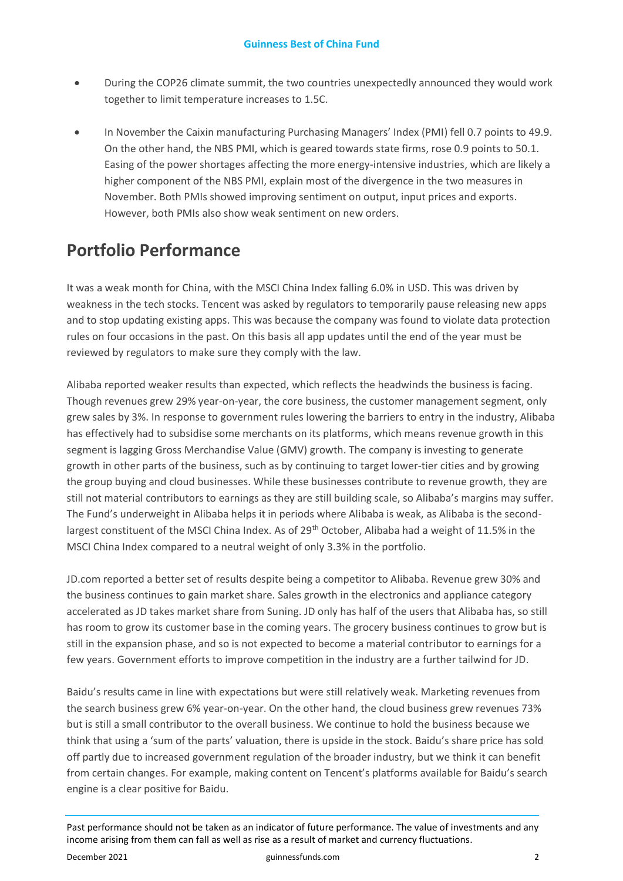- During the COP26 climate summit, the two countries unexpectedly announced they would work together to limit temperature increases to 1.5C.
- In November the Caixin manufacturing Purchasing Managers' Index (PMI) fell 0.7 points to 49.9. On the other hand, the NBS PMI, which is geared towards state firms, rose 0.9 points to 50.1. Easing of the power shortages affecting the more energy-intensive industries, which are likely a higher component of the NBS PMI, explain most of the divergence in the two measures in November. Both PMIs showed improving sentiment on output, input prices and exports. However, both PMIs also show weak sentiment on new orders.

## Portfolio Performance

It was a weak month for China, with the MSCI China Index falling 6.0% in USD. This was driven by weakness in the tech stocks. Tencent was asked by regulators to temporarily pause releasing new apps and to stop updating existing apps. This was because the company was found to violate data protection rules on four occasions in the past. On this basis all app updates until the end of the year must be reviewed by regulators to make sure they comply with the law.

Alibaba reported weaker results than expected, which reflects the headwinds the business is facing. Though revenues grew 29% year-on-year, the core business, the customer management segment, only grew sales by 3%. In response to government rules lowering the barriers to entry in the industry, Alibaba has effectively had to subsidise some merchants on its platforms, which means revenue growth in this segment is lagging Gross Merchandise Value (GMV) growth. The company is investing to generate growth in other parts of the business, such as by continuing to target lower-tier cities and by growing the group buying and cloud businesses. While these businesses contribute to revenue growth, they are still not material contributors to earnings as they are still building scale, so Alibaba's margins may suffer. The Fund's underweight in Alibaba helps it in periods where Alibaba is weak, as Alibaba is the second-largest constituent of the MSCI China Index. As of 29th October, Alibaba had a weight of 11.5% in the MSCI China Index compared to a neutral weight of only 3.3% in the portfolio.

JD.com reported a better set of results despite being a competitor to Alibaba. Revenue grew 30% and the business continues to gain market share. Sales growth in the electronics and appliance category accelerated as JD takes market share from Suning. JD only has half of the users that Alibaba has, so still has room to grow its customer base in the coming years. The grocery business continues to grow but is still in the expansion phase, and so is not expected to become a material contributor to earnings for a few years. Government efforts to improve competition in the industry are a further tailwind for JD.

Baidu's results came in line with expectations but were still relatively weak. Marketing revenues from the search business grew 6% year-on-year. On the other hand, the cloud business grew revenues 73% but is still a small contributor to the overall business. We continue to hold the business because we think that using a 'sum of the parts' valuation, there is upside in the stock. Baidu's share price has sold off partly due to increased government regulation of the broader industry, but we think it can benefit from certain changes. For example, making content on Tencent's platforms available for Baidu's search engine is a clear positive for Baidu.

Past performance should not be taken as an indicator of future performance. The value of investments and any income arising from them can fall as well as rise as a result of market and currency fluctuations.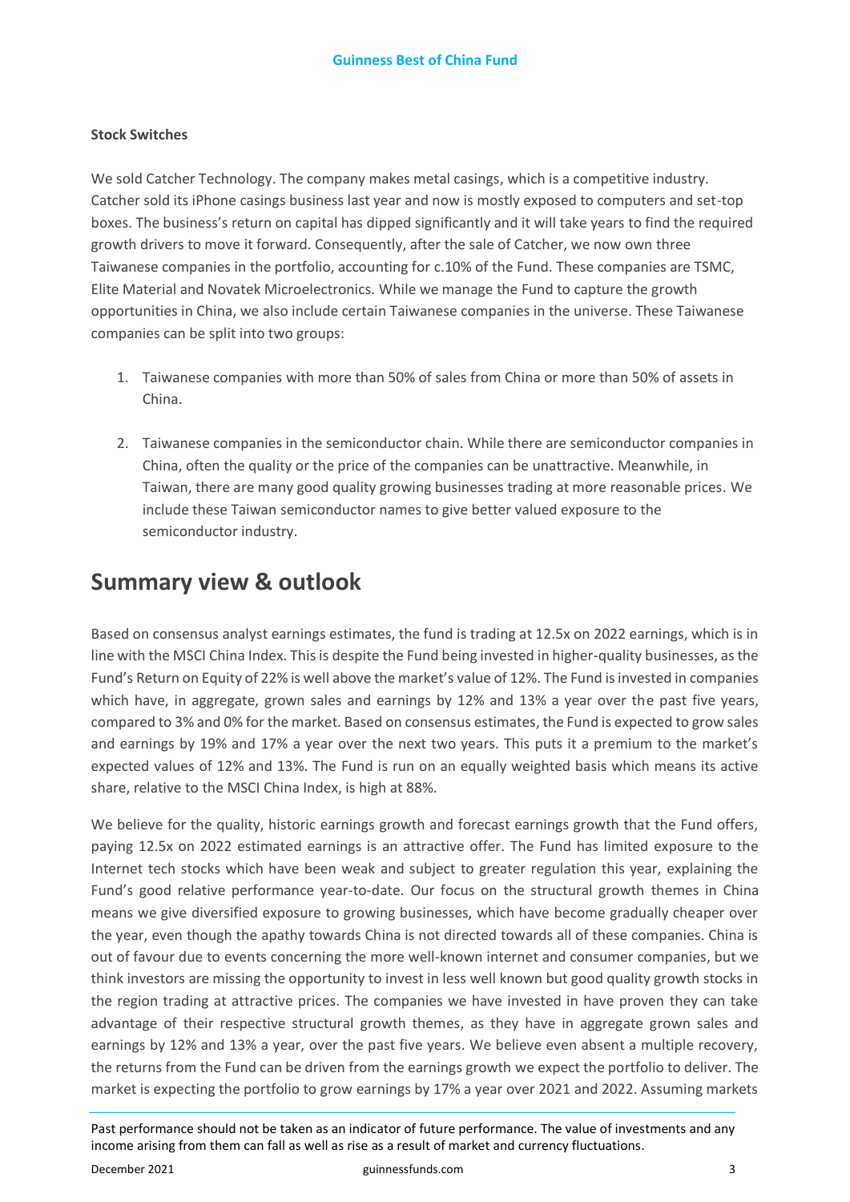**Stock Switches**

We sold Catcher Technology. The company makes metal casings, which is a competitive industry. Catcher sold its iPhone casings business last year and now is mostly exposed to computers and set-top boxes. The business's return on capital has dipped significantly and it will take years to find the required growth drivers to move it forward. Consequently, after the sale of Catcher, we now own three Taiwanese companies in the portfolio, accounting for c.10% of the Fund. These companies are TSMC, Elite Material and Novatek Microelectronics. While we manage the Fund to capture the growth opportunities in China, we also include certain Taiwanese companies in the universe. These Taiwanese companies can be split into two groups:

1. Taiwanese companies with more than 50% of sales from China or more than 50% of assets in China.

2. Taiwanese companies in the semiconductor chain. While there are semiconductor companies in China, often the quality or the price of the companies can be unattractive. Meanwhile, in Taiwan, there are many good quality growing businesses trading at more reasonable prices. We include these Taiwan semiconductor names to give better valued exposure to the semiconductor industry.

## Summary view & outlook

Based on consensus analyst earnings estimates, the fund is trading at 12.5x on 2022 earnings, which is in line with the MSCI China Index. This is despite the Fund being invested in higher-quality businesses, as the Fund's Return on Equity of 22% is well above the market's value of 12%. The Fund is invested in companies which have, in aggregate, grown sales and earnings by 12% and 13% a year over the past five years, compared to 3% and 0% for the market. Based on consensus estimates, the Fund is expected to grow sales and earnings by 19% and 17% a year over the next two years. This puts it a premium to the market's expected values of 12% and 13%. The Fund is run on an equally weighted basis which means its active share, relative to the MSCI China Index, is high at 88%.

We believe for the quality, historic earnings growth and forecast earnings growth that the Fund offers, paying 12.5x on 2022 estimated earnings is an attractive offer. The Fund has limited exposure to the Internet tech stocks which have been weak and subject to greater regulation this year, explaining the Fund's good relative performance year-to-date. Our focus on the structural growth themes in China means we give diversified exposure to growing businesses, which have become gradually cheaper over the year, even though the apathy towards China is not directed towards all of these companies. China is out of favour due to events concerning the more well-known internet and consumer companies, but we think investors are missing the opportunity to invest in less well known but good quality growth stocks in the region trading at attractive prices. The companies we have invested in have proven they can take advantage of their respective structural growth themes, as they have in aggregate grown sales and earnings by 12% and 13% a year, over the past five years. We believe even absent a multiple recovery, the returns from the Fund can be driven from the earnings growth we expect the portfolio to deliver. The market is expecting the portfolio to grow earnings by 17% a year over 2021 and 2022. Assuming markets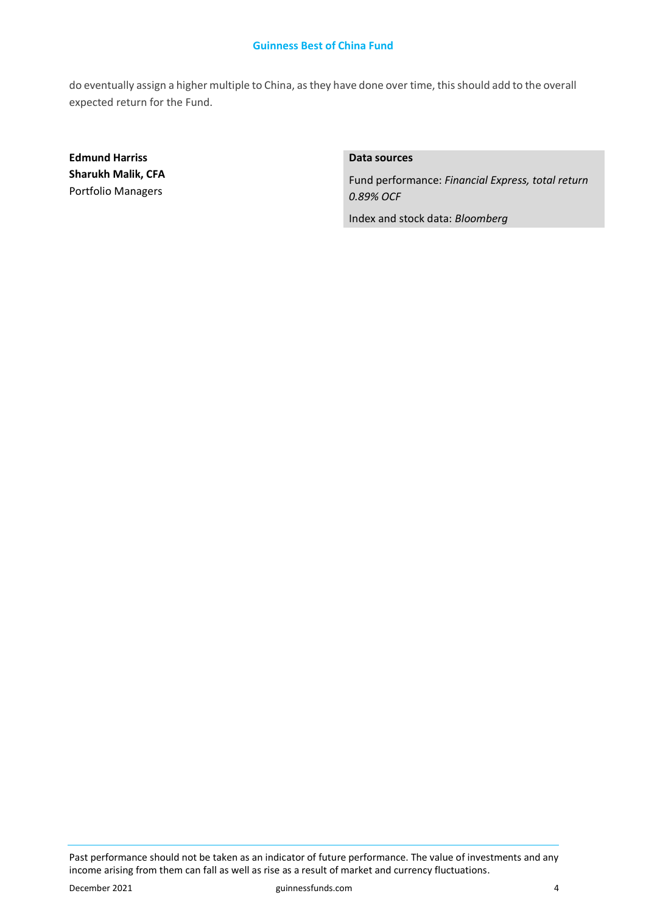do eventually assign a higher multiple to China, as they have done over time, this should add to the overall expected return for the Fund.

**Edmund Harriss**
**Sharukh Malik, CFA**
Portfolio Managers

**Data sources**

Fund performance: *Financial Express, total return 0.89% OCF*

Index and stock data: *Bloomberg*

Past performance should not be taken as an indicator of future performance. The value of investments and any income arising from them can fall as well as rise as a result of market and currency fluctuations.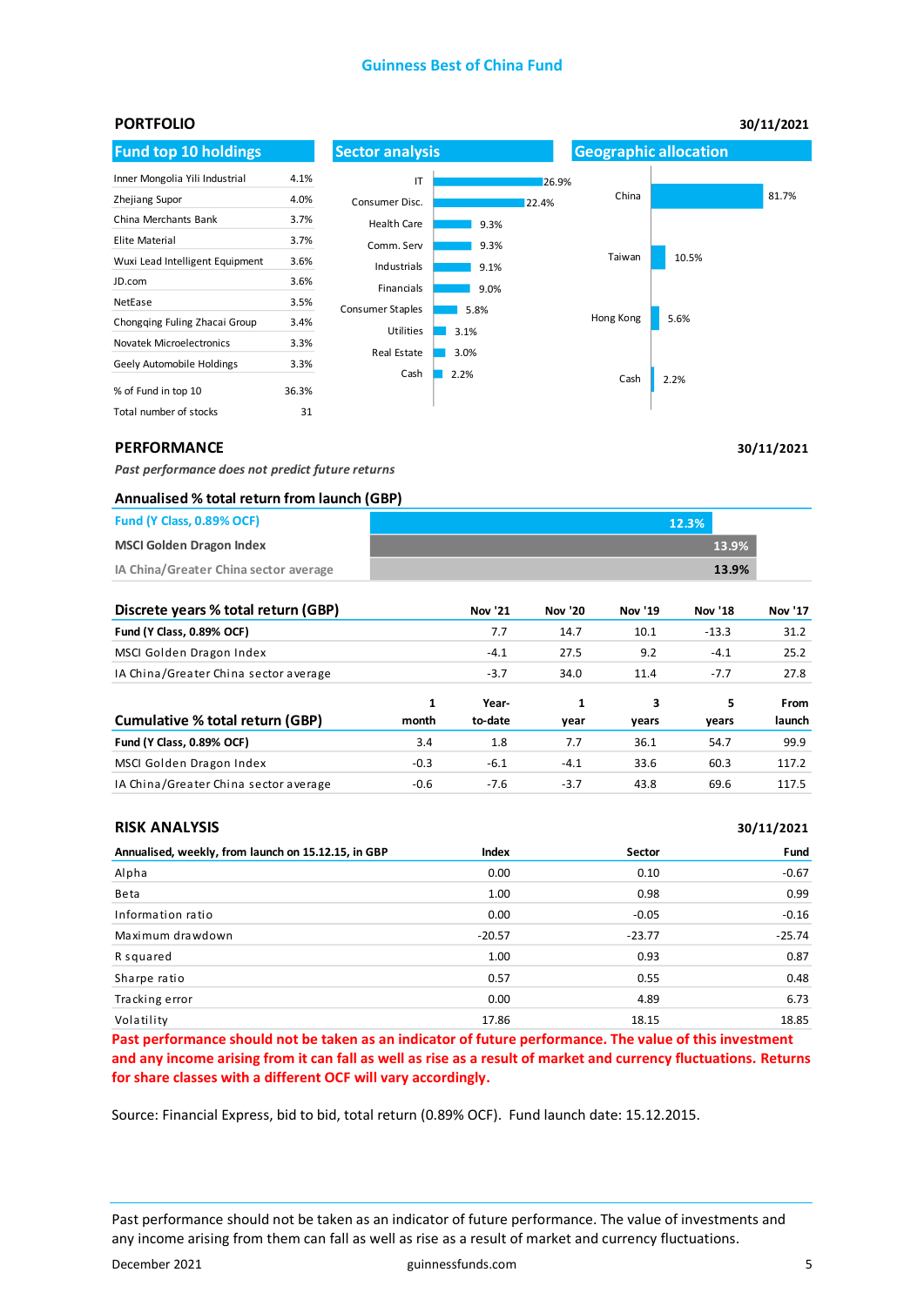# Guinness Best of China Fund

## PORTFOLIO

30/11/2021

### Fund top 10 holdings

| Holding | % |
|---|---|
| Inner Mongolia Yili Industrial | 4.1% |
| Zhejiang Supor | 4.0% |
| China Merchants Bank | 3.7% |
| Elite Material | 3.7% |
| Wuxi Lead Intelligent Equipment | 3.6% |
| JD.com | 3.6% |
| NetEase | 3.5% |
| Chongqing Fuling Zhacai Group | 3.4% |
| Novatek Microelectronics | 3.3% |
| Geely Automobile Holdings | 3.3% |
| % of Fund in top 10 | 36.3% |
| Total number of stocks | 31 |

### Sector analysis

| Sector | % |
|---|---|
| IT | 26.9% |
| Consumer Disc. | 22.4% |
| Health Care | 9.3% |
| Comm. Serv | 9.3% |
| Industrials | 9.1% |
| Financials | 9.0% |
| Consumer Staples | 5.8% |
| Utilities | 3.1% |
| Real Estate | 3.0% |
| Cash | 2.2% |

### Geographic allocation

| Region | % |
|---|---|
| China | 81.7% |
| Taiwan | 10.5% |
| Hong Kong | 5.6% |
| Cash | 2.2% |

## PERFORMANCE

30/11/2021

*Past performance does not predict future returns*

### Annualised % total return from launch (GBP)

| | |
|---|---|
| Fund (Y Class, 0.89% OCF) | 12.3% |
| MSCI Golden Dragon Index | 13.9% |
| IA China/Greater China sector average | 13.9% |

| Discrete years % total return (GBP) | Nov '21 | Nov '20 | Nov '19 | Nov '18 | Nov '17 |
|---|---|---|---|---|---|
| **Fund (Y Class, 0.89% OCF)** | 7.7 | 14.7 | 10.1 | -13.3 | 31.2 |
| MSCI Golden Dragon Index | -4.1 | 27.5 | 9.2 | -4.1 | 25.2 |
| IA China/Greater China sector average | -3.7 | 34.0 | 11.4 | -7.7 | 27.8 |

| Cumulative % total return (GBP) | 1 month | Year-to-date | 1 year | 3 years | 5 years | From launch |
|---|---|---|---|---|---|---|
| **Fund (Y Class, 0.89% OCF)** | 3.4 | 1.8 | 7.7 | 36.1 | 54.7 | 99.9 |
| MSCI Golden Dragon Index | -0.3 | -6.1 | -4.1 | 33.6 | 60.3 | 117.2 |
| IA China/Greater China sector average | -0.6 | -7.6 | -3.7 | 43.8 | 69.6 | 117.5 |

## RISK ANALYSIS

30/11/2021

| Annualised, weekly, from launch on 15.12.15, in GBP | Index | Sector | Fund |
|---|---|---|---|
| Alpha | 0.00 | 0.10 | -0.67 |
| Beta | 1.00 | 0.98 | 0.99 |
| Information ratio | 0.00 | -0.05 | -0.16 |
| Maximum drawdown | -20.57 | -23.77 | -25.74 |
| R squared | 1.00 | 0.93 | 0.87 |
| Sharpe ratio | 0.57 | 0.55 | 0.48 |
| Tracking error | 0.00 | 4.89 | 6.73 |
| Volatility | 17.86 | 18.15 | 18.85 |

**Past performance should not be taken as an indicator of future performance. The value of this investment and any income arising from it can fall as well as rise as a result of market and currency fluctuations. Returns for share classes with a different OCF will vary accordingly.**

Source: Financial Express, bid to bid, total return (0.89% OCF). Fund launch date: 15.12.2015.

Past performance should not be taken as an indicator of future performance. The value of investments and any income arising from them can fall as well as rise as a result of market and currency fluctuations.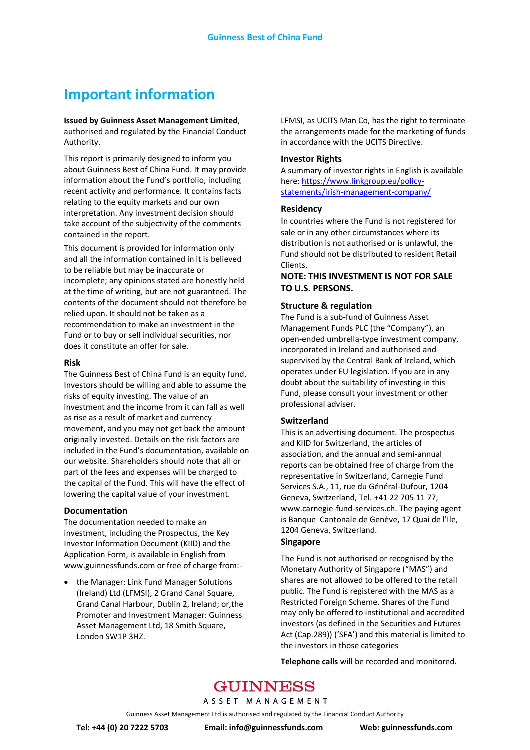# Important information

**Issued by Guinness Asset Management Limited**, authorised and regulated by the Financial Conduct Authority.

This report is primarily designed to inform you about Guinness Best of China Fund. It may provide information about the Fund's portfolio, including recent activity and performance. It contains facts relating to the equity markets and our own interpretation. Any investment decision should take account of the subjectivity of the comments contained in the report.

This document is provided for information only and all the information contained in it is believed to be reliable but may be inaccurate or incomplete; any opinions stated are honestly held at the time of writing, but are not guaranteed. The contents of the document should not therefore be relied upon. It should not be taken as a recommendation to make an investment in the Fund or to buy or sell individual securities, nor does it constitute an offer for sale.

### Risk

The Guinness Best of China Fund is an equity fund. Investors should be willing and able to assume the risks of equity investing. The value of an investment and the income from it can fall as well as rise as a result of market and currency movement, and you may not get back the amount originally invested. Details on the risk factors are included in the Fund's documentation, available on our website. Shareholders should note that all or part of the fees and expenses will be charged to the capital of the Fund. This will have the effect of lowering the capital value of your investment.

### Documentation

The documentation needed to make an investment, including the Prospectus, the Key Investor Information Document (KIID) and the Application Form, is available in English from www.guinnessfunds.com or free of charge from:-

- the Manager: Link Fund Manager Solutions (Ireland) Ltd (LFMSI), 2 Grand Canal Square, Grand Canal Harbour, Dublin 2, Ireland; or,the Promoter and Investment Manager: Guinness Asset Management Ltd, 18 Smith Square, London SW1P 3HZ.

LFMSI, as UCITS Man Co, has the right to terminate the arrangements made for the marketing of funds in accordance with the UCITS Directive.

### Investor Rights

A summary of investor rights in English is available here: https://www.linkgroup.eu/policy-statements/irish-management-company/

### Residency

In countries where the Fund is not registered for sale or in any other circumstances where its distribution is not authorised or is unlawful, the Fund should not be distributed to resident Retail Clients.

**NOTE: THIS INVESTMENT IS NOT FOR SALE TO U.S. PERSONS.**

### Structure & regulation

The Fund is a sub-fund of Guinness Asset Management Funds PLC (the "Company"), an open-ended umbrella-type investment company, incorporated in Ireland and authorised and supervised by the Central Bank of Ireland, which operates under EU legislation. If you are in any doubt about the suitability of investing in this Fund, please consult your investment or other professional adviser.

### Switzerland

This is an advertising document. The prospectus and KIID for Switzerland, the articles of association, and the annual and semi-annual reports can be obtained free of charge from the representative in Switzerland, Carnegie Fund Services S.A., 11, rue du Général-Dufour, 1204 Geneva, Switzerland, Tel. +41 22 705 11 77, www.carnegie-fund-services.ch. The paying agent is Banque Cantonale de Genève, 17 Quai de l'Ile, 1204 Geneva, Switzerland.

### Singapore

The Fund is not authorised or recognised by the Monetary Authority of Singapore ("MAS") and shares are not allowed to be offered to the retail public. The Fund is registered with the MAS as a Restricted Foreign Scheme. Shares of the Fund may only be offered to institutional and accredited investors (as defined in the Securities and Futures Act (Cap.289)) ('SFA') and this material is limited to the investors in those categories

**Telephone calls** will be recorded and monitored.

GUINNESS ASSET MANAGEMENT

Guinness Asset Management Ltd is authorised and regulated by the Financial Conduct Authority

**Tel: +44 (0) 20 7222 5703** **Email: info@guinnessfunds.com** **Web: guinnessfunds.com**